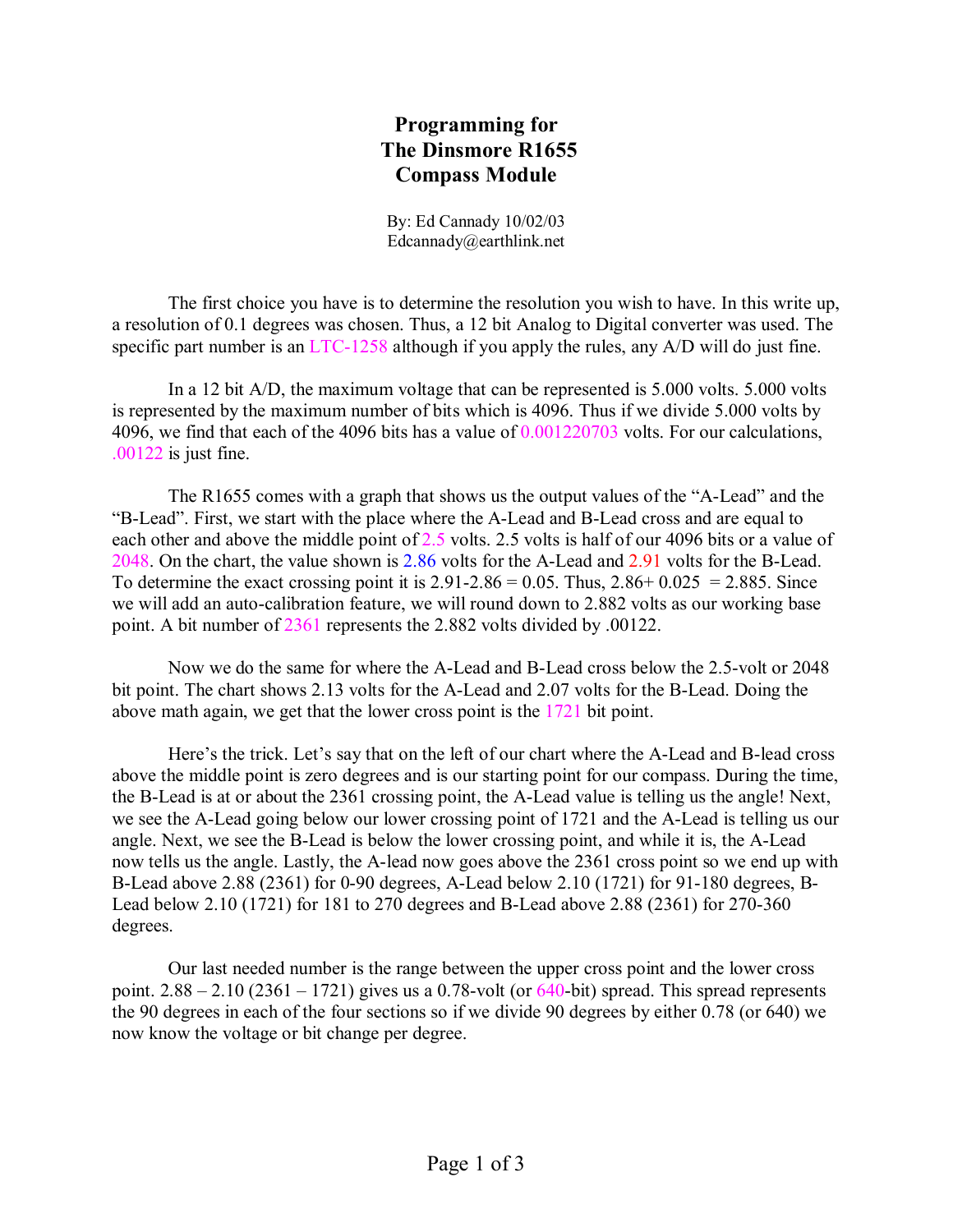# Programming for The Dinsmore R1655 Compass Module

By: Ed Cannady 10/02/03
Edcannady@earthlink.net

The first choice you have is to determine the resolution you wish to have. In this write up, a resolution of 0.1 degrees was chosen. Thus, a 12 bit Analog to Digital converter was used. The specific part number is an LTC-1258 although if you apply the rules, any A/D will do just fine.

In a 12 bit A/D, the maximum voltage that can be represented is 5.000 volts. 5.000 volts is represented by the maximum number of bits which is 4096. Thus if we divide 5.000 volts by 4096, we find that each of the 4096 bits has a value of 0.001220703 volts. For our calculations, .00122 is just fine.

The R1655 comes with a graph that shows us the output values of the "A-Lead" and the "B-Lead". First, we start with the place where the A-Lead and B-Lead cross and are equal to each other and above the middle point of 2.5 volts. 2.5 volts is half of our 4096 bits or a value of 2048. On the chart, the value shown is 2.86 volts for the A-Lead and 2.91 volts for the B-Lead. To determine the exact crossing point it is 2.91-2.86 = 0.05. Thus, 2.86+ 0.025 = 2.885. Since we will add an auto-calibration feature, we will round down to 2.882 volts as our working base point. A bit number of 2361 represents the 2.882 volts divided by .00122.

Now we do the same for where the A-Lead and B-Lead cross below the 2.5-volt or 2048 bit point. The chart shows 2.13 volts for the A-Lead and 2.07 volts for the B-Lead. Doing the above math again, we get that the lower cross point is the 1721 bit point.

Here's the trick. Let's say that on the left of our chart where the A-Lead and B-lead cross above the middle point is zero degrees and is our starting point for our compass. During the time, the B-Lead is at or about the 2361 crossing point, the A-Lead value is telling us the angle! Next, we see the A-Lead going below our lower crossing point of 1721 and the A-Lead is telling us our angle. Next, we see the B-Lead is below the lower crossing point, and while it is, the A-Lead now tells us the angle. Lastly, the A-lead now goes above the 2361 cross point so we end up with B-Lead above 2.88 (2361) for 0-90 degrees, A-Lead below 2.10 (1721) for 91-180 degrees, B-Lead below 2.10 (1721) for 181 to 270 degrees and B-Lead above 2.88 (2361) for 270-360 degrees.

Our last needed number is the range between the upper cross point and the lower cross point. 2.88 – 2.10 (2361 – 1721) gives us a 0.78-volt (or 640-bit) spread. This spread represents the 90 degrees in each of the four sections so if we divide 90 degrees by either 0.78 (or 640) we now know the voltage or bit change per degree.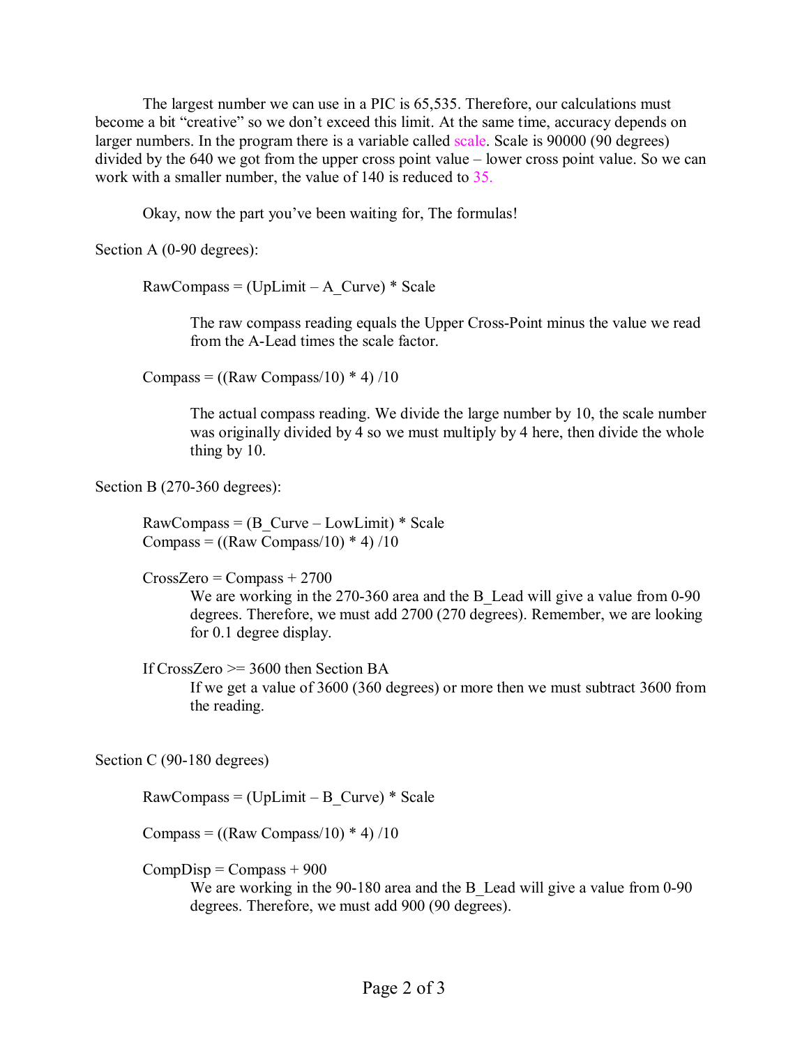The largest number we can use in a PIC is 65,535. Therefore, our calculations must become a bit "creative" so we don't exceed this limit. At the same time, accuracy depends on larger numbers. In the program there is a variable called scale. Scale is 90000 (90 degrees) divided by the 640 we got from the upper cross point value – lower cross point value. So we can work with a smaller number, the value of 140 is reduced to 35.

Okay, now the part you've been waiting for, The formulas!

Section A (0-90 degrees):

RawCompass = (UpLimit – A_Curve) * Scale

The raw compass reading equals the Upper Cross-Point minus the value we read from the A-Lead times the scale factor.

Compass = ((Raw Compass/10) * 4) /10

The actual compass reading. We divide the large number by 10, the scale number was originally divided by 4 so we must multiply by 4 here, then divide the whole thing by 10.

Section B (270-360 degrees):

RawCompass = (B_Curve – LowLimit) * Scale
Compass = ((Raw Compass/10) * 4) /10

CrossZero = Compass + 2700

We are working in the 270-360 area and the B_Lead will give a value from 0-90 degrees. Therefore, we must add 2700 (270 degrees). Remember, we are looking for 0.1 degree display.

If CrossZero >= 3600 then Section BA

If we get a value of 3600 (360 degrees) or more then we must subtract 3600 from the reading.

Section C (90-180 degrees)

RawCompass = (UpLimit – B_Curve) * Scale

Compass = ((Raw Compass/10) * 4) /10

CompDisp = Compass + 900

We are working in the 90-180 area and the B_Lead will give a value from 0-90 degrees. Therefore, we must add 900 (90 degrees).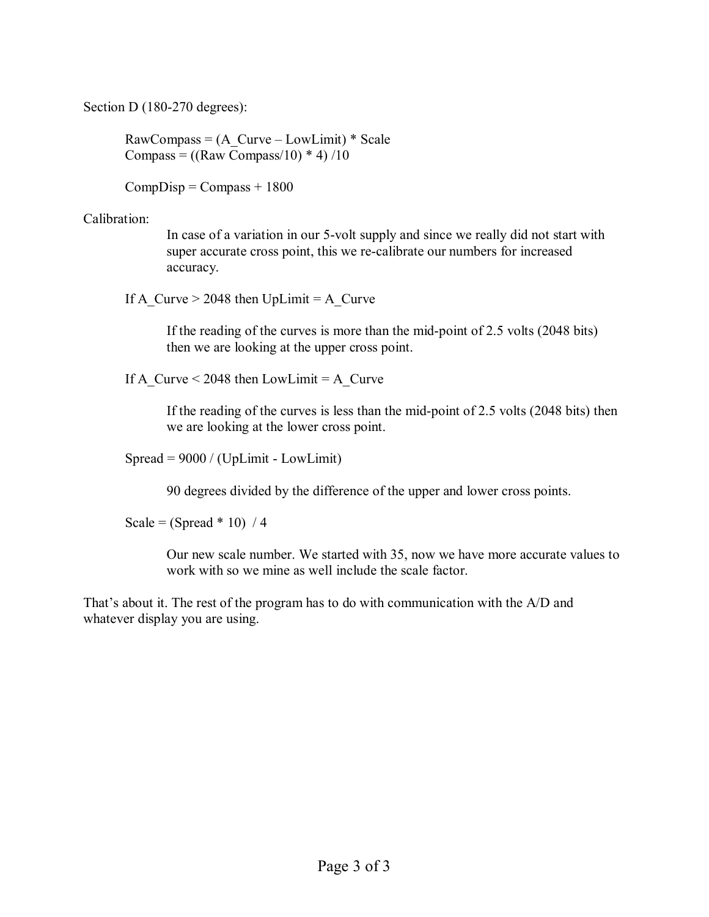Section D (180-270 degrees):

```
RawCompass = (A_Curve – LowLimit) * Scale
Compass = ((Raw Compass/10) * 4) /10

CompDisp = Compass + 1800
```

Calibration:

In case of a variation in our 5-volt supply and since we really did not start with super accurate cross point, this we re-calibrate our numbers for increased accuracy.

```
If A_Curve > 2048 then UpLimit = A_Curve
```

If the reading of the curves is more than the mid-point of 2.5 volts (2048 bits) then we are looking at the upper cross point.

```
If A_Curve < 2048 then LowLimit = A_Curve
```

If the reading of the curves is less than the mid-point of 2.5 volts (2048 bits) then we are looking at the lower cross point.

```
Spread = 9000 / (UpLimit - LowLimit)
```

90 degrees divided by the difference of the upper and lower cross points.

```
Scale = (Spread * 10) / 4
```

Our new scale number. We started with 35, now we have more accurate values to work with so we mine as well include the scale factor.

That's about it. The rest of the program has to do with communication with the A/D and whatever display you are using.